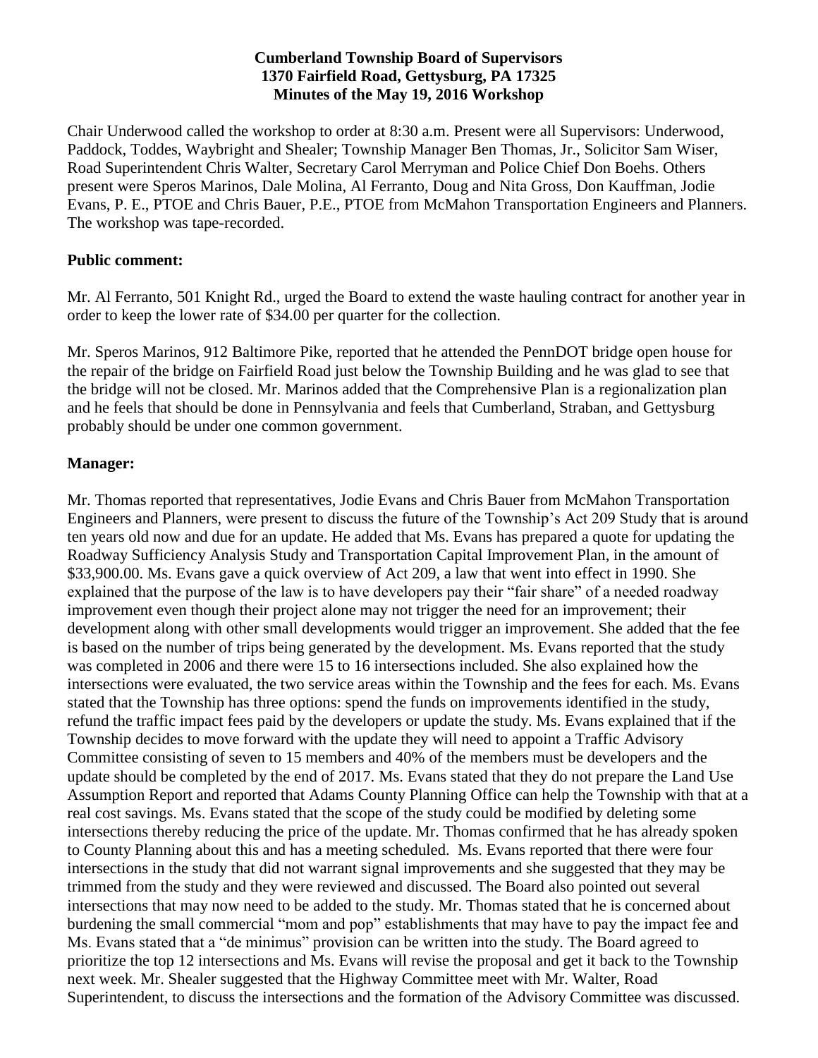**Cumberland Township Board of Supervisors**
**1370 Fairfield Road, Gettysburg, PA 17325**
**Minutes of the May 19, 2016 Workshop**

Chair Underwood called the workshop to order at 8:30 a.m. Present were all Supervisors: Underwood, Paddock, Toddes, Waybright and Shealer; Township Manager Ben Thomas, Jr., Solicitor Sam Wiser, Road Superintendent Chris Walter, Secretary Carol Merryman and Police Chief Don Boehs. Others present were Speros Marinos, Dale Molina, Al Ferranto, Doug and Nita Gross, Don Kauffman, Jodie Evans, P. E., PTOE and Chris Bauer, P.E., PTOE from McMahon Transportation Engineers and Planners. The workshop was tape-recorded.

**Public comment:**

Mr. Al Ferranto, 501 Knight Rd., urged the Board to extend the waste hauling contract for another year in order to keep the lower rate of $34.00 per quarter for the collection.

Mr. Speros Marinos, 912 Baltimore Pike, reported that he attended the PennDOT bridge open house for the repair of the bridge on Fairfield Road just below the Township Building and he was glad to see that the bridge will not be closed. Mr. Marinos added that the Comprehensive Plan is a regionalization plan and he feels that should be done in Pennsylvania and feels that Cumberland, Straban, and Gettysburg probably should be under one common government.

**Manager:**

Mr. Thomas reported that representatives, Jodie Evans and Chris Bauer from McMahon Transportation Engineers and Planners, were present to discuss the future of the Township's Act 209 Study that is around ten years old now and due for an update. He added that Ms. Evans has prepared a quote for updating the Roadway Sufficiency Analysis Study and Transportation Capital Improvement Plan, in the amount of $33,900.00. Ms. Evans gave a quick overview of Act 209, a law that went into effect in 1990. She explained that the purpose of the law is to have developers pay their "fair share" of a needed roadway improvement even though their project alone may not trigger the need for an improvement; their development along with other small developments would trigger an improvement. She added that the fee is based on the number of trips being generated by the development. Ms. Evans reported that the study was completed in 2006 and there were 15 to 16 intersections included. She also explained how the intersections were evaluated, the two service areas within the Township and the fees for each. Ms. Evans stated that the Township has three options: spend the funds on improvements identified in the study, refund the traffic impact fees paid by the developers or update the study. Ms. Evans explained that if the Township decides to move forward with the update they will need to appoint a Traffic Advisory Committee consisting of seven to 15 members and 40% of the members must be developers and the update should be completed by the end of 2017. Ms. Evans stated that they do not prepare the Land Use Assumption Report and reported that Adams County Planning Office can help the Township with that at a real cost savings. Ms. Evans stated that the scope of the study could be modified by deleting some intersections thereby reducing the price of the update. Mr. Thomas confirmed that he has already spoken to County Planning about this and has a meeting scheduled. Ms. Evans reported that there were four intersections in the study that did not warrant signal improvements and she suggested that they may be trimmed from the study and they were reviewed and discussed. The Board also pointed out several intersections that may now need to be added to the study. Mr. Thomas stated that he is concerned about burdening the small commercial "mom and pop" establishments that may have to pay the impact fee and Ms. Evans stated that a "de minimus" provision can be written into the study. The Board agreed to prioritize the top 12 intersections and Ms. Evans will revise the proposal and get it back to the Township next week. Mr. Shealer suggested that the Highway Committee meet with Mr. Walter, Road Superintendent, to discuss the intersections and the formation of the Advisory Committee was discussed.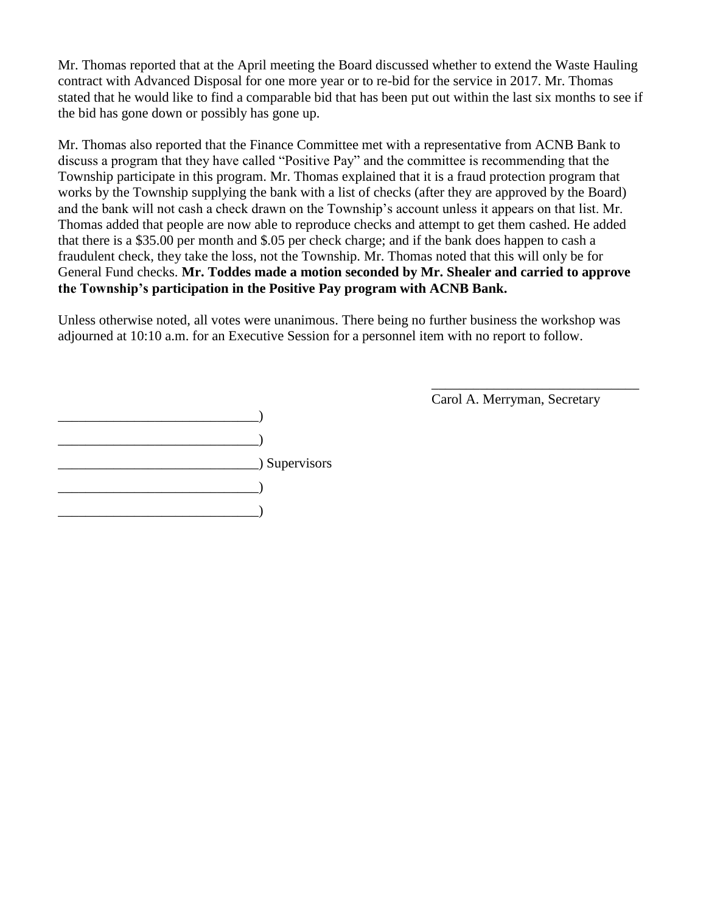Mr. Thomas reported that at the April meeting the Board discussed whether to extend the Waste Hauling contract with Advanced Disposal for one more year or to re-bid for the service in 2017. Mr. Thomas stated that he would like to find a comparable bid that has been put out within the last six months to see if the bid has gone down or possibly has gone up.

Mr. Thomas also reported that the Finance Committee met with a representative from ACNB Bank to discuss a program that they have called "Positive Pay" and the committee is recommending that the Township participate in this program. Mr. Thomas explained that it is a fraud protection program that works by the Township supplying the bank with a list of checks (after they are approved by the Board) and the bank will not cash a check drawn on the Township's account unless it appears on that list. Mr. Thomas added that people are now able to reproduce checks and attempt to get them cashed. He added that there is a $35.00 per month and $.05 per check charge; and if the bank does happen to cash a fraudulent check, they take the loss, not the Township. Mr. Thomas noted that this will only be for General Fund checks. **Mr. Toddes made a motion seconded by Mr. Shealer and carried to approve the Township's participation in the Positive Pay program with ACNB Bank.**

Unless otherwise noted, all votes were unanimous. There being no further business the workshop was adjourned at 10:10 a.m. for an Executive Session for a personnel item with no report to follow.

\_\_\_\_\_\_\_\_\_\_\_\_\_\_\_\_\_\_\_\_\_\_\_\_\_\_\_\_\_\_
Carol A. Merryman, Secretary

\_\_\_\_\_\_\_\_\_\_\_\_\_\_\_\_\_\_\_\_\_\_\_\_\_\_\_\_\_\_)
\_\_\_\_\_\_\_\_\_\_\_\_\_\_\_\_\_\_\_\_\_\_\_\_\_\_\_\_\_\_)
\_\_\_\_\_\_\_\_\_\_\_\_\_\_\_\_\_\_\_\_\_\_\_\_\_\_\_\_\_\_) Supervisors
\_\_\_\_\_\_\_\_\_\_\_\_\_\_\_\_\_\_\_\_\_\_\_\_\_\_\_\_\_\_)
\_\_\_\_\_\_\_\_\_\_\_\_\_\_\_\_\_\_\_\_\_\_\_\_\_\_\_\_\_\_)